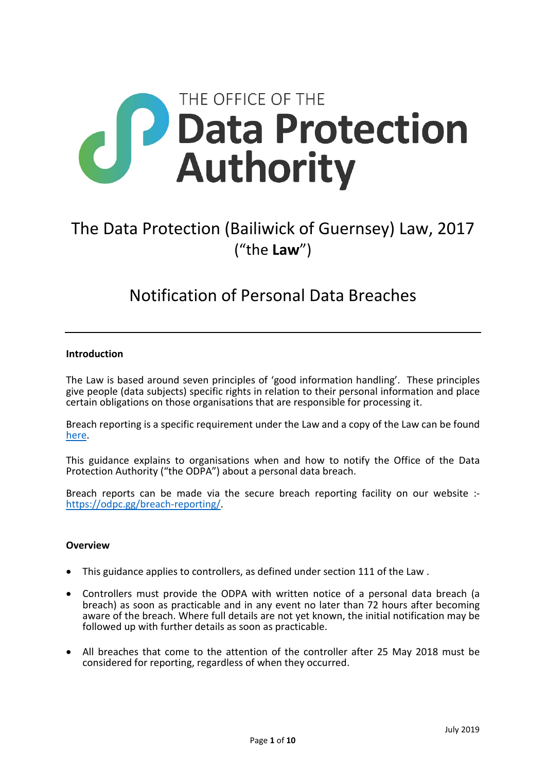THE OFFICE OF THE

**Data Protection Authority**

# The Data Protection (Bailiwick of Guernsey) Law, 2017 (“the **Law**”)

## Notification of Personal Data Breaches

---

**Introduction**

The Law is based around seven principles of ‘good information handling’. These principles give people (data subjects) specific rights in relation to their personal information and place certain obligations on those organisations that are responsible for processing it.

Breach reporting is a specific requirement under the Law and a copy of the Law can be found here.

This guidance explains to organisations when and how to notify the Office of the Data Protection Authority (“the ODPA”) about a personal data breach.

Breach reports can be made via the secure breach reporting facility on our website :- https://odpc.gg/breach-reporting/.

**Overview**

- This guidance applies to controllers, as defined under section 111 of the Law .
- Controllers must provide the ODPA with written notice of a personal data breach (a breach) as soon as practicable and in any event no later than 72 hours after becoming aware of the breach. Where full details are not yet known, the initial notification may be followed up with further details as soon as practicable.
- All breaches that come to the attention of the controller after 25 May 2018 must be considered for reporting, regardless of when they occurred.

July 2019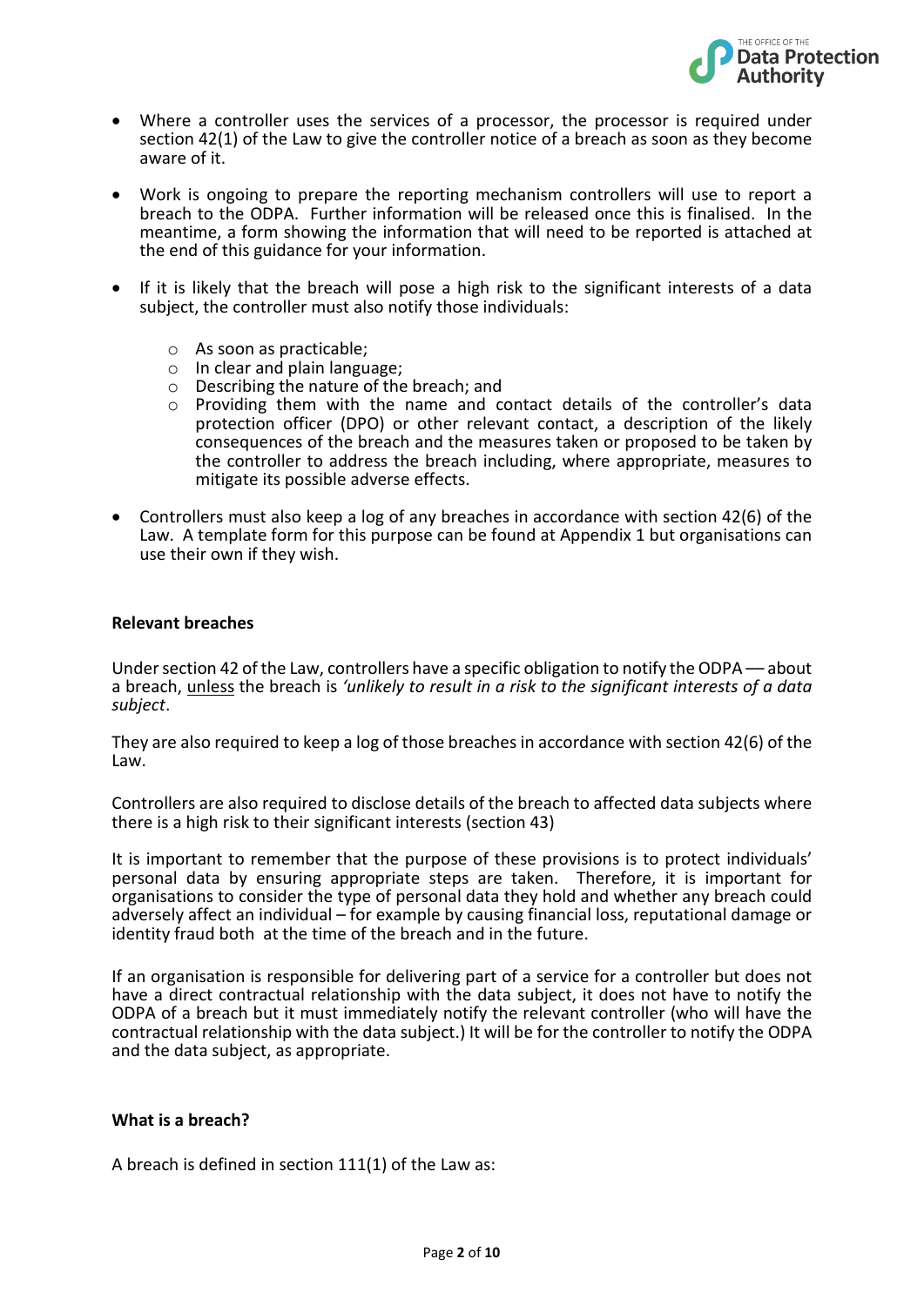- Where a controller uses the services of a processor, the processor is required under section 42(1) of the Law to give the controller notice of a breach as soon as they become aware of it.

- Work is ongoing to prepare the reporting mechanism controllers will use to report a breach to the ODPA. Further information will be released once this is finalised. In the meantime, a form showing the information that will need to be reported is attached at the end of this guidance for your information.

- If it is likely that the breach will pose a high risk to the significant interests of a data subject, the controller must also notify those individuals:

  - As soon as practicable;
  - In clear and plain language;
  - Describing the nature of the breach; and
  - Providing them with the name and contact details of the controller's data protection officer (DPO) or other relevant contact, a description of the likely consequences of the breach and the measures taken or proposed to be taken by the controller to address the breach including, where appropriate, measures to mitigate its possible adverse effects.

- Controllers must also keep a log of any breaches in accordance with section 42(6) of the Law. A template form for this purpose can be found at Appendix 1 but organisations can use their own if they wish.

**Relevant breaches**

Under section 42 of the Law, controllers have a specific obligation to notify the ODPA — about a breach, unless the breach is *'unlikely to result in a risk to the significant interests of a data subject*.

They are also required to keep a log of those breaches in accordance with section 42(6) of the Law.

Controllers are also required to disclose details of the breach to affected data subjects where there is a high risk to their significant interests (section 43)

It is important to remember that the purpose of these provisions is to protect individuals' personal data by ensuring appropriate steps are taken. Therefore, it is important for organisations to consider the type of personal data they hold and whether any breach could adversely affect an individual – for example by causing financial loss, reputational damage or identity fraud both at the time of the breach and in the future.

If an organisation is responsible for delivering part of a service for a controller but does not have a direct contractual relationship with the data subject, it does not have to notify the ODPA of a breach but it must immediately notify the relevant controller (who will have the contractual relationship with the data subject.) It will be for the controller to notify the ODPA and the data subject, as appropriate.

**What is a breach?**

A breach is defined in section 111(1) of the Law as: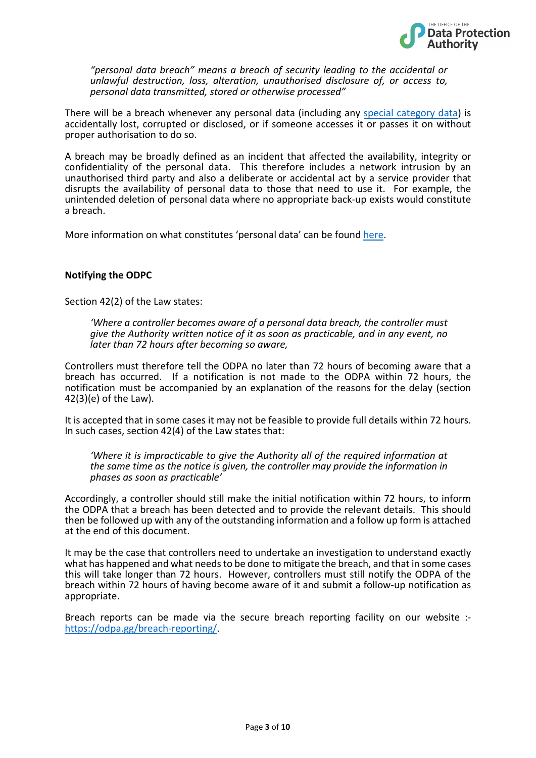*"personal data breach" means a breach of security leading to the accidental or unlawful destruction, loss, alteration, unauthorised disclosure of, or access to, personal data transmitted, stored or otherwise processed"*

There will be a breach whenever any personal data (including any [special category data]) is accidentally lost, corrupted or disclosed, or if someone accesses it or passes it on without proper authorisation to do so.

A breach may be broadly defined as an incident that affected the availability, integrity or confidentiality of the personal data. This therefore includes a network intrusion by an unauthorised third party and also a deliberate or accidental act by a service provider that disrupts the availability of personal data to those that need to use it. For example, the unintended deletion of personal data where no appropriate back-up exists would constitute a breach.

More information on what constitutes 'personal data' can be found [here].

**Notifying the ODPC**

Section 42(2) of the Law states:

*'Where a controller becomes aware of a personal data breach, the controller must give the Authority written notice of it as soon as practicable, and in any event, no later than 72 hours after becoming so aware,*

Controllers must therefore tell the ODPA no later than 72 hours of becoming aware that a breach has occurred. If a notification is not made to the ODPA within 72 hours, the notification must be accompanied by an explanation of the reasons for the delay (section 42(3)(e) of the Law).

It is accepted that in some cases it may not be feasible to provide full details within 72 hours. In such cases, section 42(4) of the Law states that:

*'Where it is impracticable to give the Authority all of the required information at the same time as the notice is given, the controller may provide the information in phases as soon as practicable'*

Accordingly, a controller should still make the initial notification within 72 hours, to inform the ODPA that a breach has been detected and to provide the relevant details. This should then be followed up with any of the outstanding information and a follow up form is attached at the end of this document.

It may be the case that controllers need to undertake an investigation to understand exactly what has happened and what needs to be done to mitigate the breach, and that in some cases this will take longer than 72 hours. However, controllers must still notify the ODPA of the breach within 72 hours of having become aware of it and submit a follow-up notification as appropriate.

Breach reports can be made via the secure breach reporting facility on our website :- https://odpa.gg/breach-reporting/.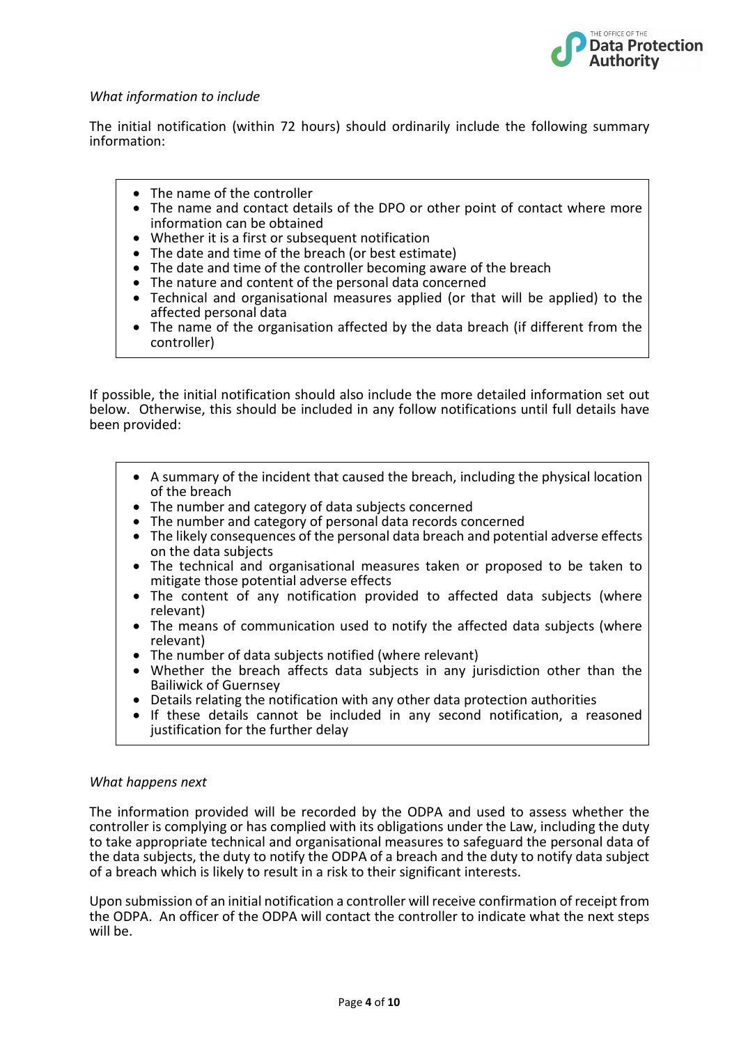*What information to include*

The initial notification (within 72 hours) should ordinarily include the following summary information:

- The name of the controller
- The name and contact details of the DPO or other point of contact where more information can be obtained
- Whether it is a first or subsequent notification
- The date and time of the breach (or best estimate)
- The date and time of the controller becoming aware of the breach
- The nature and content of the personal data concerned
- Technical and organisational measures applied (or that will be applied) to the affected personal data
- The name of the organisation affected by the data breach (if different from the controller)

If possible, the initial notification should also include the more detailed information set out below. Otherwise, this should be included in any follow notifications until full details have been provided:

- A summary of the incident that caused the breach, including the physical location of the breach
- The number and category of data subjects concerned
- The number and category of personal data records concerned
- The likely consequences of the personal data breach and potential adverse effects on the data subjects
- The technical and organisational measures taken or proposed to be taken to mitigate those potential adverse effects
- The content of any notification provided to affected data subjects (where relevant)
- The means of communication used to notify the affected data subjects (where relevant)
- The number of data subjects notified (where relevant)
- Whether the breach affects data subjects in any jurisdiction other than the Bailiwick of Guernsey
- Details relating the notification with any other data protection authorities
- If these details cannot be included in any second notification, a reasoned justification for the further delay

*What happens next*

The information provided will be recorded by the ODPA and used to assess whether the controller is complying or has complied with its obligations under the Law, including the duty to take appropriate technical and organisational measures to safeguard the personal data of the data subjects, the duty to notify the ODPA of a breach and the duty to notify data subject of a breach which is likely to result in a risk to their significant interests.

Upon submission of an initial notification a controller will receive confirmation of receipt from the ODPA. An officer of the ODPA will contact the controller to indicate what the next steps will be.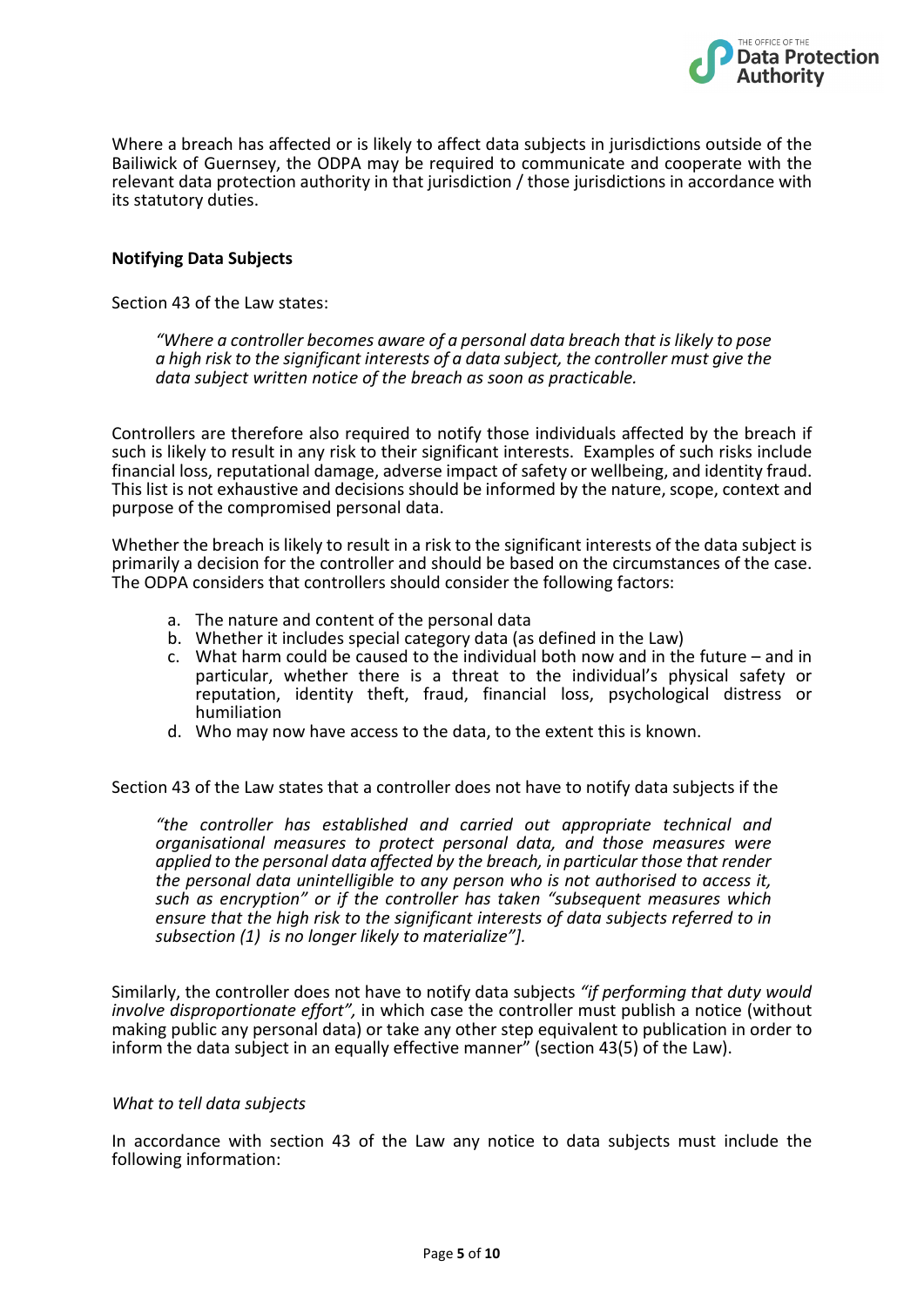Where a breach has affected or is likely to affect data subjects in jurisdictions outside of the Bailiwick of Guernsey, the ODPA may be required to communicate and cooperate with the relevant data protection authority in that jurisdiction / those jurisdictions in accordance with its statutory duties.

**Notifying Data Subjects**

Section 43 of the Law states:

> *"Where a controller becomes aware of a personal data breach that is likely to pose a high risk to the significant interests of a data subject, the controller must give the data subject written notice of the breach as soon as practicable.*

Controllers are therefore also required to notify those individuals affected by the breach if such is likely to result in any risk to their significant interests. Examples of such risks include financial loss, reputational damage, adverse impact of safety or wellbeing, and identity fraud. This list is not exhaustive and decisions should be informed by the nature, scope, context and purpose of the compromised personal data.

Whether the breach is likely to result in a risk to the significant interests of the data subject is primarily a decision for the controller and should be based on the circumstances of the case. The ODPA considers that controllers should consider the following factors:

a. The nature and content of the personal data
b. Whether it includes special category data (as defined in the Law)
c. What harm could be caused to the individual both now and in the future – and in particular, whether there is a threat to the individual's physical safety or reputation, identity theft, fraud, financial loss, psychological distress or humiliation
d. Who may now have access to the data, to the extent this is known.

Section 43 of the Law states that a controller does not have to notify data subjects if the

> *"the controller has established and carried out appropriate technical and organisational measures to protect personal data, and those measures were applied to the personal data affected by the breach, in particular those that render the personal data unintelligible to any person who is not authorised to access it, such as encryption" or if the controller has taken "subsequent measures which ensure that the high risk to the significant interests of data subjects referred to in subsection (1) is no longer likely to materialize"].*

Similarly, the controller does not have to notify data subjects *"if performing that duty would involve disproportionate effort",* in which case the controller must publish a notice (without making public any personal data) or take any other step equivalent to publication in order to inform the data subject in an equally effective manner" (section 43(5) of the Law).

*What to tell data subjects*

In accordance with section 43 of the Law any notice to data subjects must include the following information: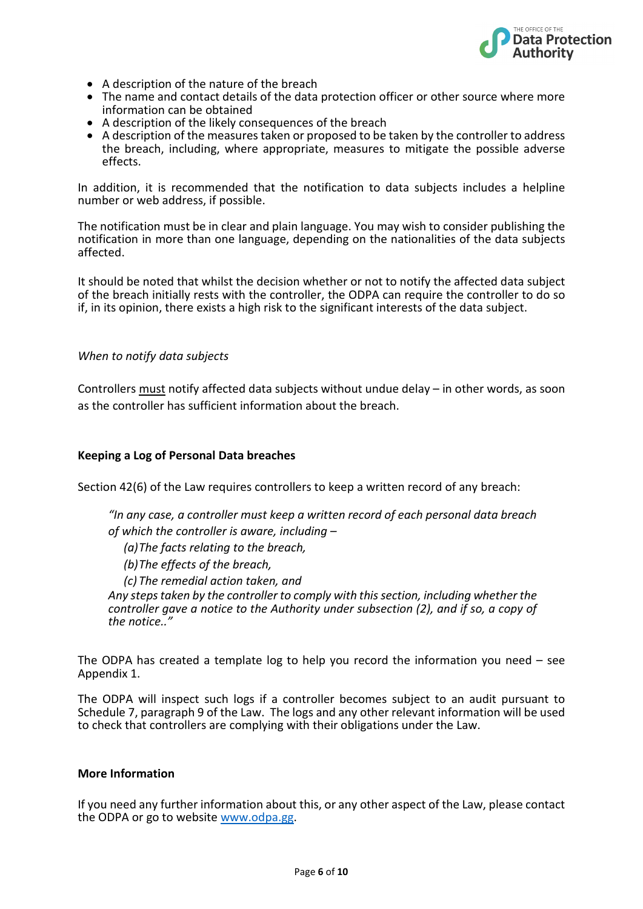- A description of the nature of the breach
- The name and contact details of the data protection officer or other source where more information can be obtained
- A description of the likely consequences of the breach
- A description of the measures taken or proposed to be taken by the controller to address the breach, including, where appropriate, measures to mitigate the possible adverse effects.

In addition, it is recommended that the notification to data subjects includes a helpline number or web address, if possible.

The notification must be in clear and plain language. You may wish to consider publishing the notification in more than one language, depending on the nationalities of the data subjects affected.

It should be noted that whilst the decision whether or not to notify the affected data subject of the breach initially rests with the controller, the ODPA can require the controller to do so if, in its opinion, there exists a high risk to the significant interests of the data subject.

*When to notify data subjects*

Controllers must notify affected data subjects without undue delay – in other words, as soon as the controller has sufficient information about the breach.

**Keeping a Log of Personal Data breaches**

Section 42(6) of the Law requires controllers to keep a written record of any breach:

> *"In any case, a controller must keep a written record of each personal data breach of which the controller is aware, including –*
>
> *(a) The facts relating to the breach,*
>
> *(b) The effects of the breach,*
>
> *(c) The remedial action taken, and*
>
> *Any steps taken by the controller to comply with this section, including whether the controller gave a notice to the Authority under subsection (2), and if so, a copy of the notice.."*

The ODPA has created a template log to help you record the information you need – see Appendix 1.

The ODPA will inspect such logs if a controller becomes subject to an audit pursuant to Schedule 7, paragraph 9 of the Law. The logs and any other relevant information will be used to check that controllers are complying with their obligations under the Law.

**More Information**

If you need any further information about this, or any other aspect of the Law, please contact the ODPA or go to website [www.odpa.gg](http://www.odpa.gg).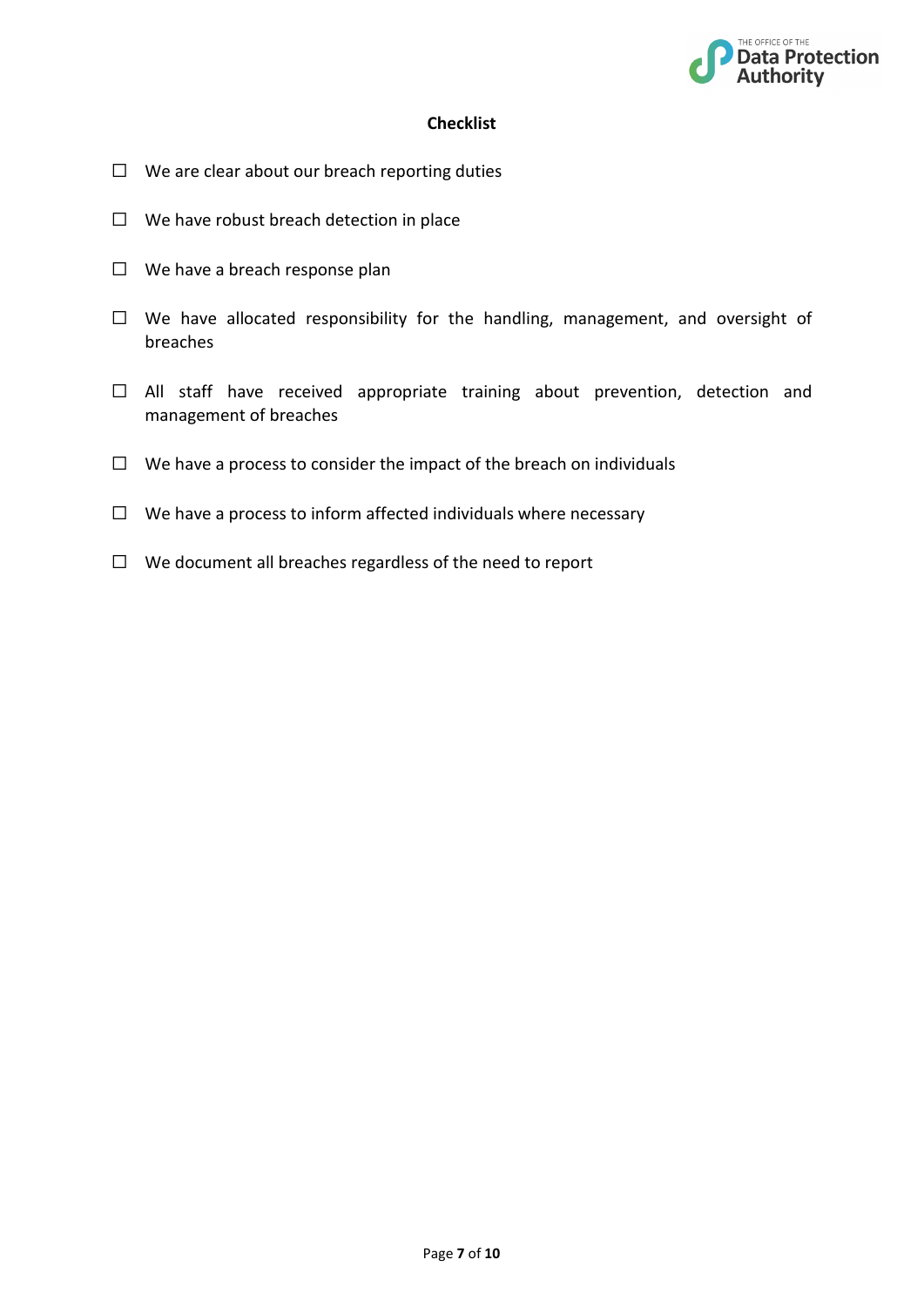## Checklist

- ☐ We are clear about our breach reporting duties
- ☐ We have robust breach detection in place
- ☐ We have a breach response plan
- ☐ We have allocated responsibility for the handling, management, and oversight of breaches
- ☐ All staff have received appropriate training about prevention, detection and management of breaches
- ☐ We have a process to consider the impact of the breach on individuals
- ☐ We have a process to inform affected individuals where necessary
- ☐ We document all breaches regardless of the need to report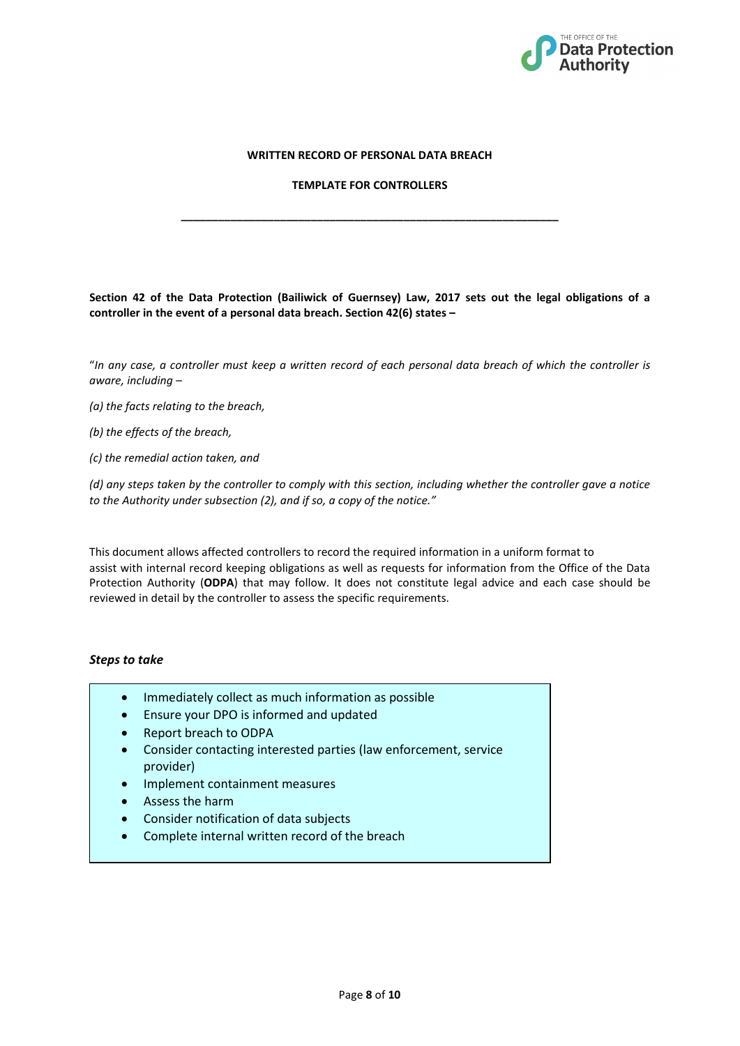**WRITTEN RECORD OF PERSONAL DATA BREACH**

**TEMPLATE FOR CONTROLLERS**

---

**Section 42 of the Data Protection (Bailiwick of Guernsey) Law, 2017 sets out the legal obligations of a controller in the event of a personal data breach. Section 42(6) states –**

"*In any case, a controller must keep a written record of each personal data breach of which the controller is aware, including –*

*(a) the facts relating to the breach,*

*(b) the effects of the breach,*

*(c) the remedial action taken, and*

*(d) any steps taken by the controller to comply with this section, including whether the controller gave a notice to the Authority under subsection (2), and if so, a copy of the notice."*

This document allows affected controllers to record the required information in a uniform format to assist with internal record keeping obligations as well as requests for information from the Office of the Data Protection Authority (**ODPA**) that may follow. It does not constitute legal advice and each case should be reviewed in detail by the controller to assess the specific requirements.

***Steps to take***

- Immediately collect as much information as possible
- Ensure your DPO is informed and updated
- Report breach to ODPA
- Consider contacting interested parties (law enforcement, service provider)
- Implement containment measures
- Assess the harm
- Consider notification of data subjects
- Complete internal written record of the breach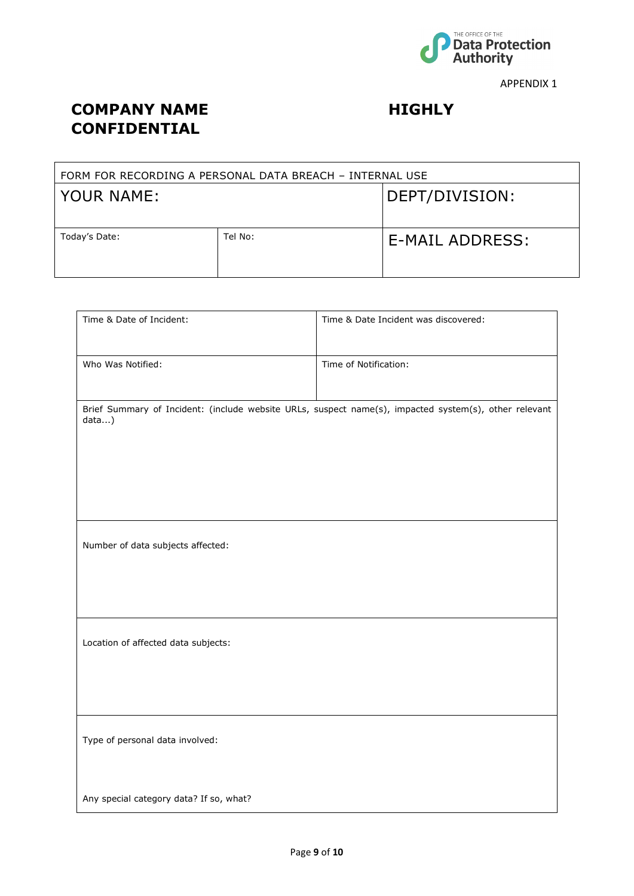THE OFFICE OF THE Data Protection Authority

APPENDIX 1

**COMPANY NAME** **HIGHLY CONFIDENTIAL**

| FORM FOR RECORDING A PERSONAL DATA BREACH – INTERNAL USE | | |
|---|---|---|
| YOUR NAME: | | DEPT/DIVISION: |
| Today's Date: | Tel No: | E-MAIL ADDRESS: |

| Time & Date of Incident: | Time & Date Incident was discovered: |
|---|---|
| Who Was Notified: | Time of Notification: |
| Brief Summary of Incident: (include website URLs, suspect name(s), impacted system(s), other relevant data...) | |
| Number of data subjects affected: | |
| Location of affected data subjects: | |
| Type of personal data involved:<br><br>Any special category data? If so, what? | |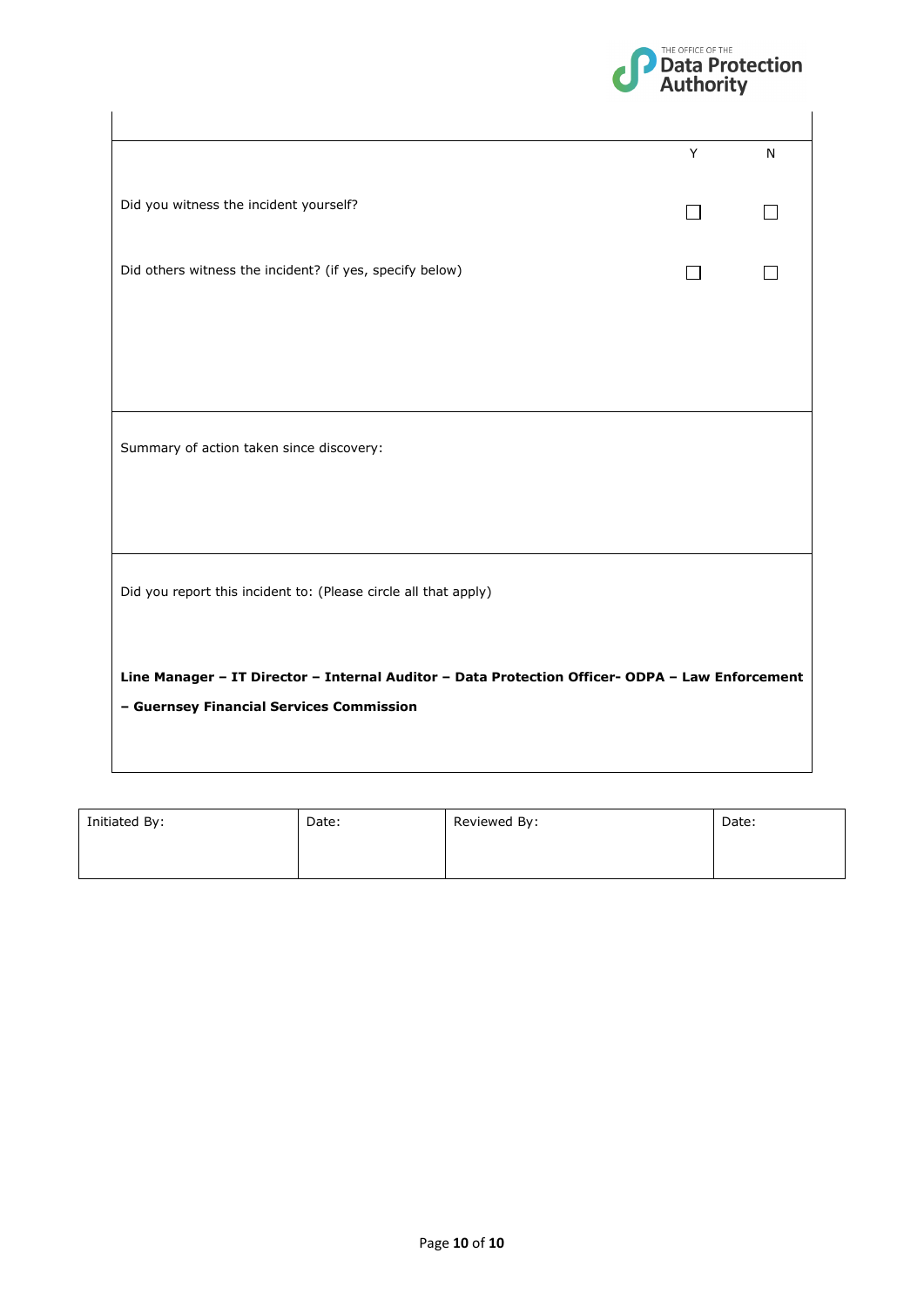| | Y | N |
|---|---|---|
| Did you witness the incident yourself? | ☐ | ☐ |
| Did others witness the incident? (if yes, specify below) | ☐ | ☐ |

Summary of action taken since discovery:

Did you report this incident to: (Please circle all that apply)

**Line Manager – IT Director – Internal Auditor – Data Protection Officer- ODPA – Law Enforcement – Guernsey Financial Services Commission**

| Initiated By: | Date: | Reviewed By: | Date: |
|---|---|---|---|
| | | | |